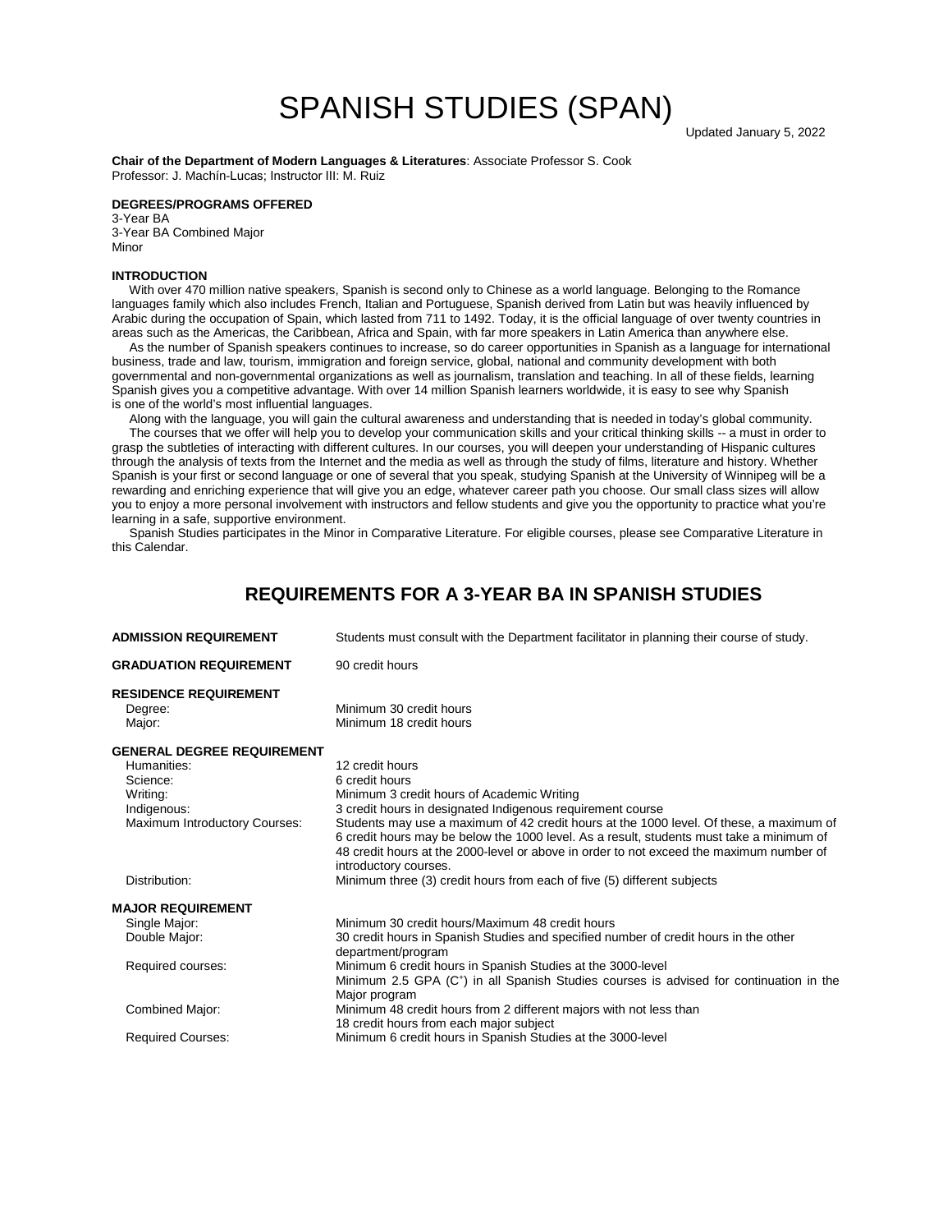# SPANISH STUDIES (SPAN)

Updated January 5, 2022

**Chair of the Department of Modern Languages & Literatures**: Associate Professor S. Cook
Professor: J. Machín-Lucas; Instructor III: M. Ruiz

**DEGREES/PROGRAMS OFFERED**

3-Year BA
3-Year BA Combined Major
Minor

**INTRODUCTION**

With over 470 million native speakers, Spanish is second only to Chinese as a world language. Belonging to the Romance languages family which also includes French, Italian and Portuguese, Spanish derived from Latin but was heavily influenced by Arabic during the occupation of Spain, which lasted from 711 to 1492. Today, it is the official language of over twenty countries in areas such as the Americas, the Caribbean, Africa and Spain, with far more speakers in Latin America than anywhere else.

As the number of Spanish speakers continues to increase, so do career opportunities in Spanish as a language for international business, trade and law, tourism, immigration and foreign service, global, national and community development with both governmental and non-governmental organizations as well as journalism, translation and teaching. In all of these fields, learning Spanish gives you a competitive advantage. With over 14 million Spanish learners worldwide, it is easy to see why Spanish is one of the world's most influential languages.

Along with the language, you will gain the cultural awareness and understanding that is needed in today's global community.

The courses that we offer will help you to develop your communication skills and your critical thinking skills -- a must in order to grasp the subtleties of interacting with different cultures. In our courses, you will deepen your understanding of Hispanic cultures through the analysis of texts from the Internet and the media as well as through the study of films, literature and history. Whether Spanish is your first or second language or one of several that you speak, studying Spanish at the University of Winnipeg will be a rewarding and enriching experience that will give you an edge, whatever career path you choose. Our small class sizes will allow you to enjoy a more personal involvement with instructors and fellow students and give you the opportunity to practice what you're learning in a safe, supportive environment.

Spanish Studies participates in the Minor in Comparative Literature. For eligible courses, please see Comparative Literature in this Calendar.

## REQUIREMENTS FOR A 3-YEAR BA IN SPANISH STUDIES

**ADMISSION REQUIREMENT** Students must consult with the Department facilitator in planning their course of study.

**GRADUATION REQUIREMENT** 90 credit hours

**RESIDENCE REQUIREMENT**

- Degree: Minimum 30 credit hours
- Major: Minimum 18 credit hours

**GENERAL DEGREE REQUIREMENT**

- Humanities: 12 credit hours
- Science: 6 credit hours
- Writing: Minimum 3 credit hours of Academic Writing
- Indigenous: 3 credit hours in designated Indigenous requirement course
- Maximum Introductory Courses: Students may use a maximum of 42 credit hours at the 1000 level. Of these, a maximum of 6 credit hours may be below the 1000 level. As a result, students must take a minimum of 48 credit hours at the 2000-level or above in order to not exceed the maximum number of introductory courses.
- Distribution: Minimum three (3) credit hours from each of five (5) different subjects

**MAJOR REQUIREMENT**

- Single Major: Minimum 30 credit hours/Maximum 48 credit hours
- Double Major: 30 credit hours in Spanish Studies and specified number of credit hours in the other department/program
- Required courses: Minimum 6 credit hours in Spanish Studies at the 3000-level
  Minimum 2.5 GPA (C+) in all Spanish Studies courses is advised for continuation in the Major program
- Combined Major: Minimum 48 credit hours from 2 different majors with not less than 18 credit hours from each major subject
- Required Courses: Minimum 6 credit hours in Spanish Studies at the 3000-level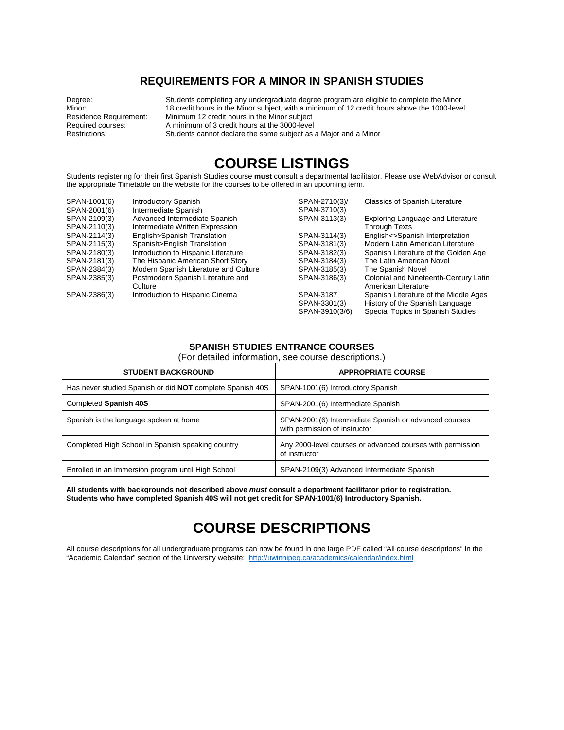## REQUIREMENTS FOR A MINOR IN SPANISH STUDIES

| | |
|---|---|
| Degree: | Students completing any undergraduate degree program are eligible to complete the Minor |
| Minor: | 18 credit hours in the Minor subject, with a minimum of 12 credit hours above the 1000-level |
| Residence Requirement: | Minimum 12 credit hours in the Minor subject |
| Required courses: | A minimum of 3 credit hours at the 3000-level |
| Restrictions: | Students cannot declare the same subject as a Major and a Minor |

# COURSE LISTINGS

Students registering for their first Spanish Studies course **must** consult a departmental facilitator. Please use WebAdvisor or consult the appropriate Timetable on the website for the courses to be offered in an upcoming term.

| | |
|---|---|
| SPAN-1001(6) | Introductory Spanish |
| SPAN-2001(6) | Intermediate Spanish |
| SPAN-2109(3) | Advanced Intermediate Spanish |
| SPAN-2110(3) | Intermediate Written Expression |
| SPAN-2114(3) | English>Spanish Translation |
| SPAN-2115(3) | Spanish>English Translation |
| SPAN-2180(3) | Introduction to Hispanic Literature |
| SPAN-2181(3) | The Hispanic American Short Story |
| SPAN-2384(3) | Modern Spanish Literature and Culture |
| SPAN-2385(3) | Postmodern Spanish Literature and Culture |
| SPAN-2386(3) | Introduction to Hispanic Cinema |
| SPAN-2710(3)/ SPAN-3710(3) | Classics of Spanish Literature |
| SPAN-3113(3) | Exploring Language and Literature Through Texts |
| SPAN-3114(3) | English<>Spanish Interpretation |
| SPAN-3181(3) | Modern Latin American Literature |
| SPAN-3182(3) | Spanish Literature of the Golden Age |
| SPAN-3184(3) | The Latin American Novel |
| SPAN-3185(3) | The Spanish Novel |
| SPAN-3186(3) | Colonial and Nineteenth-Century Latin American Literature |
| SPAN-3187 | Spanish Literature of the Middle Ages |
| SPAN-3301(3) | History of the Spanish Language |
| SPAN-3910(3/6) | Special Topics in Spanish Studies |

### SPANISH STUDIES ENTRANCE COURSES

(For detailed information, see course descriptions.)

| STUDENT BACKGROUND | APPROPRIATE COURSE |
|---|---|
| Has never studied Spanish or did **NOT** complete Spanish 40S | SPAN-1001(6) Introductory Spanish |
| Completed **Spanish 40S** | SPAN-2001(6) Intermediate Spanish |
| Spanish is the language spoken at home | SPAN-2001(6) Intermediate Spanish or advanced courses with permission of instructor |
| Completed High School in Spanish speaking country | Any 2000-level courses or advanced courses with permission of instructor |
| Enrolled in an Immersion program until High School | SPAN-2109(3) Advanced Intermediate Spanish |

**All students with backgrounds not described above *must* consult a department facilitator prior to registration.**
**Students who have completed Spanish 40S will not get credit for SPAN-1001(6) Introductory Spanish.**

# COURSE DESCRIPTIONS

All course descriptions for all undergraduate programs can now be found in one large PDF called "All course descriptions" in the "Academic Calendar" section of the University website: http://uwinnipeg.ca/academics/calendar/index.html